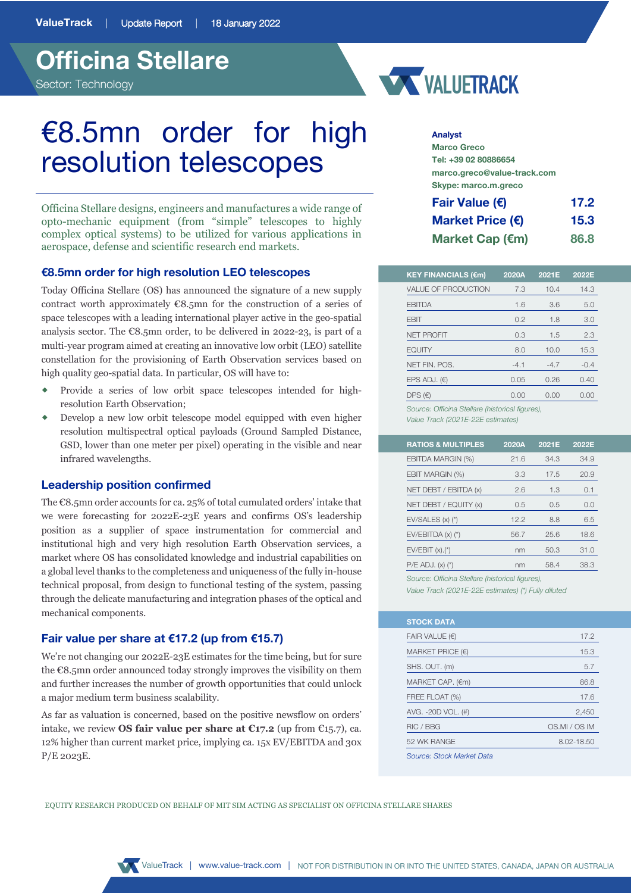# Officina Stellare

Sector: Technology

# €8.5mn order for high resolution telescopes

Officina Stellare designs, engineers and manufactures a wide range of opto-mechanic equipment (from "simple" telescopes to highly complex optical systems) to be utilized for various applications in aerospace, defense and scientific research end markets.

## €8.5mn order for high resolution LEO telescopes

Today Officina Stellare (OS) has announced the signature of a new supply contract worth approximately €8.5mn for the construction of a series of space telescopes with a leading international player active in the geo-spatial analysis sector. The €8.5mn order, to be delivered in 2022-23, is part of a multi-year program aimed at creating an innovative low orbit (LEO) satellite constellation for the provisioning of Earth Observation services based on high quality geo-spatial data. In particular, OS will have to:

- Provide a series of low orbit space telescopes intended for high-resolution Earth Observation;
- Develop a new low orbit telescope model equipped with even higher resolution multispectral optical payloads (Ground Sampled Distance, GSD, lower than one meter per pixel) operating in the visible and near infrared wavelengths.

## Leadership position confirmed

The €8.5mn order accounts for ca. 25% of total cumulated orders' intake that we were forecasting for 2022E-23E years and confirms OS's leadership position as a supplier of space instrumentation for commercial and institutional high and very high resolution Earth Observation services, a market where OS has consolidated knowledge and industrial capabilities on a global level thanks to the completeness and uniqueness of the fully in-house technical proposal, from design to functional testing of the system, passing through the delicate manufacturing and integration phases of the optical and mechanical components.

## Fair value per share at €17.2 (up from €15.7)

We're not changing our 2022E-23E estimates for the time being, but for sure the €8.5mn order announced today strongly improves the visibility on them and further increases the number of growth opportunities that could unlock a major medium term business scalability.

As far as valuation is concerned, based on the positive newsflow on orders' intake, we review **OS fair value per share at €17.2** (up from €15.7), ca. 12% higher than current market price, implying ca. 15x EV/EBITDA and 30x P/E 2023E.

**Analyst**
**Marco Greco**
**Tel: +39 02 80886654**
**marco.greco@value-track.com**
**Skype: marco.m.greco**

| | |
|---|---|
| **Fair Value (€)** | **17.2** |
| **Market Price (€)** | **15.3** |
| **Market Cap (€m)** | **86.8** |

| KEY FINANCIALS (€m) | 2020A | 2021E | 2022E |
|---|---|---|---|
| VALUE OF PRODUCTION | 7.3 | 10.4 | 14.3 |
| EBITDA | 1.6 | 3.6 | 5.0 |
| EBIT | 0.2 | 1.8 | 3.0 |
| NET PROFIT | 0.3 | 1.5 | 2.3 |
| EQUITY | 8.0 | 10.0 | 15.3 |
| NET FIN. POS. | -4.1 | -4.7 | -0.4 |
| EPS ADJ. (€) | 0.05 | 0.26 | 0.40 |
| DPS (€) | 0.00 | 0.00 | 0.00 |

*Source: Officina Stellare (historical figures), Value Track (2021E-22E estimates)*

| RATIOS & MULTIPLES | 2020A | 2021E | 2022E |
|---|---|---|---|
| EBITDA MARGIN (%) | 21.6 | 34.3 | 34.9 |
| EBIT MARGIN (%) | 3.3 | 17.5 | 20.9 |
| NET DEBT / EBITDA (x) | 2.6 | 1.3 | 0.1 |
| NET DEBT / EQUITY (x) | 0.5 | 0.5 | 0.0 |
| EV/SALES (x) (*) | 12.2 | 8.8 | 6.5 |
| EV/EBITDA (x) (*) | 56.7 | 25.6 | 18.6 |
| EV/EBIT (x).(*) | nm | 50.3 | 31.0 |
| P/E ADJ. (x) (*) | nm | 58.4 | 38.3 |

*Source: Officina Stellare (historical figures), Value Track (2021E-22E estimates) (*) Fully diluted*

| STOCK DATA | |
|---|---|
| FAIR VALUE (€) | 17.2 |
| MARKET PRICE (€) | 15.3 |
| SHS. OUT. (m) | 5.7 |
| MARKET CAP. (€m) | 86.8 |
| FREE FLOAT (%) | 17.6 |
| AVG. -20D VOL. (#) | 2,450 |
| RIC / BBG | OS.MI / OS IM |
| 52 WK RANGE | 8.02-18.50 |

*Source: Stock Market Data*

EQUITY RESEARCH PRODUCED ON BEHALF OF MIT SIM ACTING AS SPECIALIST ON OFFICINA STELLARE SHARES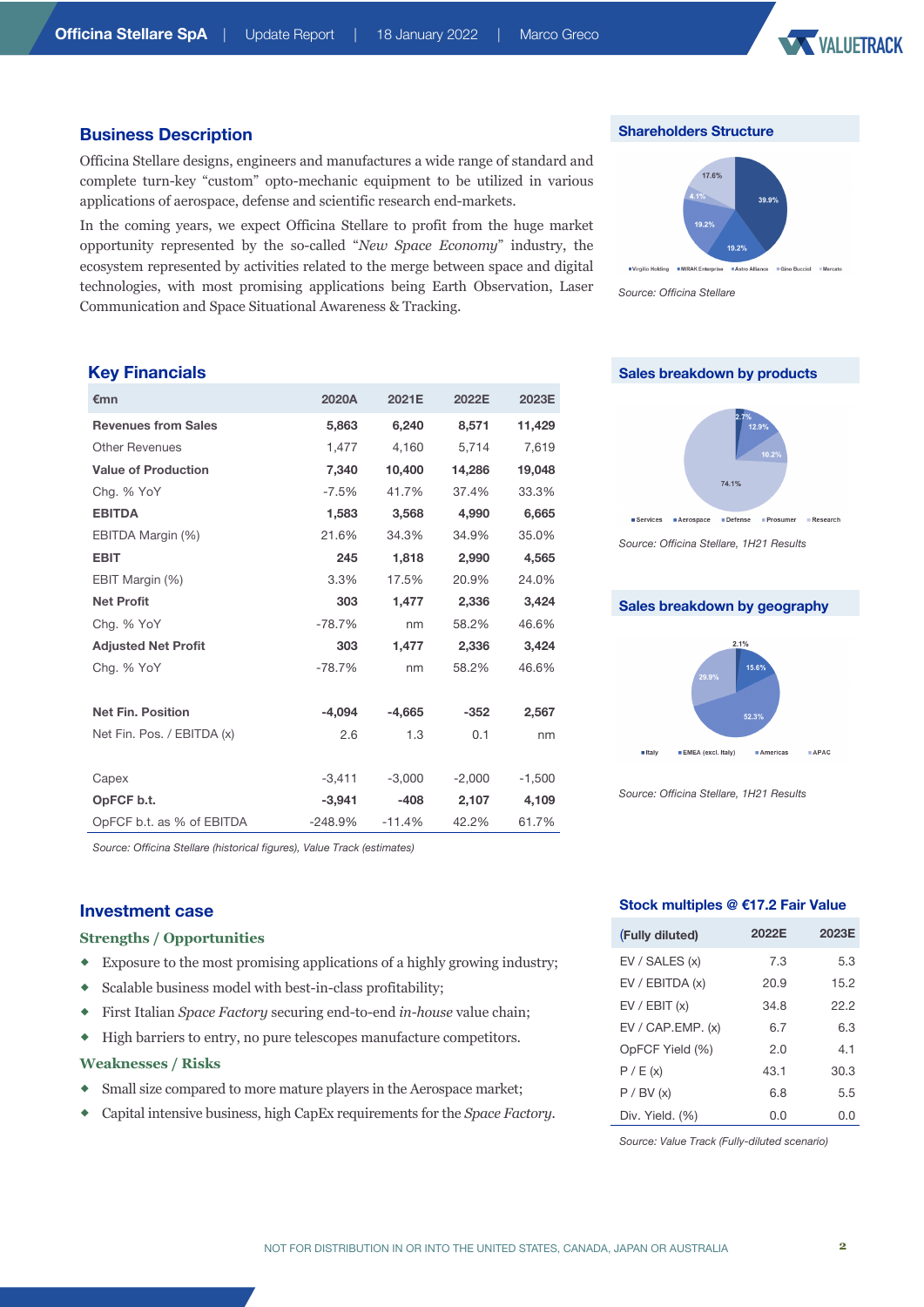## Business Description

Officina Stellare designs, engineers and manufactures a wide range of standard and complete turn-key "custom" opto-mechanic equipment to be utilized in various applications of aerospace, defense and scientific research end-markets.

In the coming years, we expect Officina Stellare to profit from the huge market opportunity represented by the so-called "*New Space Economy*" industry, the ecosystem represented by activities related to the merge between space and digital technologies, with most promising applications being Earth Observation, Laser Communication and Space Situational Awareness & Tracking.

## Shareholders Structure

Virgilio Holding 39.9%, MIRAK Enterprise 19.2%, Astro Alliance 19.2%, Gino Bucciol 4.1%, Mercato 17.6%

*Source: Officina Stellare*

## Key Financials

| €mn | 2020A | 2021E | 2022E | 2023E |
|---|---|---|---|---|
| **Revenues from Sales** | **5,863** | **6,240** | **8,571** | **11,429** |
| Other Revenues | 1,477 | 4,160 | 5,714 | 7,619 |
| **Value of Production** | **7,340** | **10,400** | **14,286** | **19,048** |
| Chg. % YoY | -7.5% | 41.7% | 37.4% | 33.3% |
| **EBITDA** | **1,583** | **3,568** | **4,990** | **6,665** |
| EBITDA Margin (%) | 21.6% | 34.3% | 34.9% | 35.0% |
| **EBIT** | **245** | **1,818** | **2,990** | **4,565** |
| EBIT Margin (%) | 3.3% | 17.5% | 20.9% | 24.0% |
| **Net Profit** | **303** | **1,477** | **2,336** | **3,424** |
| Chg. % YoY | -78.7% | nm | 58.2% | 46.6% |
| **Adjusted Net Profit** | **303** | **1,477** | **2,336** | **3,424** |
| Chg. % YoY | -78.7% | nm | 58.2% | 46.6% |
| | | | | |
| **Net Fin. Position** | **-4,094** | **-4,665** | **-352** | **2,567** |
| Net Fin. Pos. / EBITDA (x) | 2.6 | 1.3 | 0.1 | nm |
| | | | | |
| Capex | -3,411 | -3,000 | -2,000 | -1,500 |
| **OpFCF b.t.** | **-3,941** | **-408** | **2,107** | **4,109** |
| OpFCF b.t. as % of EBITDA | -248.9% | -11.4% | 42.2% | 61.7% |

*Source: Officina Stellare (historical figures), Value Track (estimates)*

## Sales breakdown by products

Services 2.7%, Aerospace 12.9%, Defense 10.2%, Prosumer 74.1%, Research

*Source: Officina Stellare, 1H21 Results*

## Sales breakdown by geography

Italy 2.1%, EMEA (excl. Italy) 15.6%, Americas 52.3%, APAC 29.9%

*Source: Officina Stellare, 1H21 Results*

## Investment case

### Strengths / Opportunities

- Exposure to the most promising applications of a highly growing industry;
- Scalable business model with best-in-class profitability;
- First Italian *Space Factory* securing end-to-end *in-house* value chain;
- High barriers to entry, no pure telescopes manufacture competitors.

### Weaknesses / Risks

- Small size compared to more mature players in the Aerospace market;
- Capital intensive business, high CapEx requirements for the *Space Factory*.

## Stock multiples @ €17.2 Fair Value

| (Fully diluted) | 2022E | 2023E |
|---|---|---|
| EV / SALES (x) | 7.3 | 5.3 |
| EV / EBITDA (x) | 20.9 | 15.2 |
| EV / EBIT (x) | 34.8 | 22.2 |
| EV / CAP.EMP. (x) | 6.7 | 6.3 |
| OpFCF Yield (%) | 2.0 | 4.1 |
| P / E (x) | 43.1 | 30.3 |
| P / BV (x) | 6.8 | 5.5 |
| Div. Yield. (%) | 0.0 | 0.0 |

*Source: Value Track (Fully-diluted scenario)*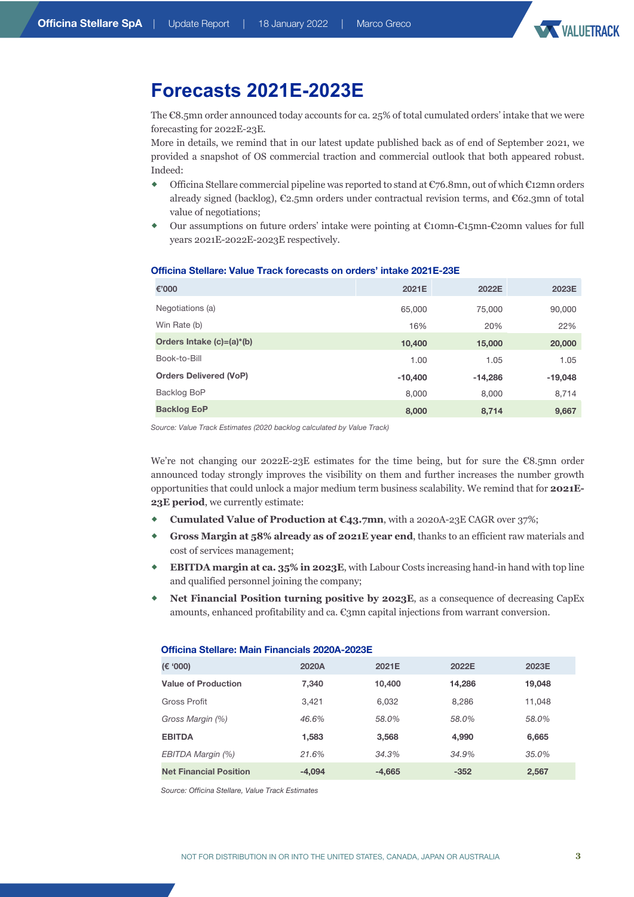# Forecasts 2021E-2023E

The €8.5mn order announced today accounts for ca. 25% of total cumulated orders' intake that we were forecasting for 2022E-23E.

More in details, we remind that in our latest update published back as of end of September 2021, we provided a snapshot of OS commercial traction and commercial outlook that both appeared robust. Indeed:

- Officina Stellare commercial pipeline was reported to stand at €76.8mn, out of which €12mn orders already signed (backlog), €2.5mn orders under contractual revision terms, and €62.3mn of total value of negotiations;
- Our assumptions on future orders' intake were pointing at €10mn-€15mn-€20mn values for full years 2021E-2022E-2023E respectively.

**Officina Stellare: Value Track forecasts on orders' intake 2021E-23E**

| €'000 | 2021E | 2022E | 2023E |
|---|---|---|---|
| Negotiations (a) | 65,000 | 75,000 | 90,000 |
| Win Rate (b) | 16% | 20% | 22% |
| **Orders Intake (c)=(a)*(b)** | **10,400** | **15,000** | **20,000** |
| Book-to-Bill | 1.00 | 1.05 | 1.05 |
| **Orders Delivered (VoP)** | **-10,400** | **-14,286** | **-19,048** |
| Backlog BoP | 8,000 | 8,000 | 8,714 |
| **Backlog EoP** | **8,000** | **8,714** | **9,667** |

*Source: Value Track Estimates (2020 backlog calculated by Value Track)*

We're not changing our 2022E-23E estimates for the time being, but for sure the €8.5mn order announced today strongly improves the visibility on them and further increases the number growth opportunities that could unlock a major medium term business scalability. We remind that for **2021E-23E period**, we currently estimate:

- **Cumulated Value of Production at €43.7mn**, with a 2020A-23E CAGR over 37%;
- **Gross Margin at 58% already as of 2021E year end**, thanks to an efficient raw materials and cost of services management;
- **EBITDA margin at ca. 35% in 2023E**, with Labour Costs increasing hand-in hand with top line and qualified personnel joining the company;
- **Net Financial Position turning positive by 2023E**, as a consequence of decreasing CapEx amounts, enhanced profitability and ca. €3mn capital injections from warrant conversion.

**Officina Stellare: Main Financials 2020A-2023E**

| (€ '000) | 2020A | 2021E | 2022E | 2023E |
|---|---|---|---|---|
| **Value of Production** | **7,340** | **10,400** | **14,286** | **19,048** |
| Gross Profit | 3,421 | 6,032 | 8,286 | 11,048 |
| *Gross Margin (%)* | *46.6%* | *58.0%* | *58.0%* | *58.0%* |
| **EBITDA** | **1,583** | **3,568** | **4,990** | **6,665** |
| *EBITDA Margin (%)* | *21.6%* | *34.3%* | *34.9%* | *35.0%* |
| **Net Financial Position** | **-4,094** | **-4,665** | **-352** | **2,567** |

*Source: Officina Stellare, Value Track Estimates*

NOT FOR DISTRIBUTION IN OR INTO THE UNITED STATES, CANADA, JAPAN OR AUSTRALIA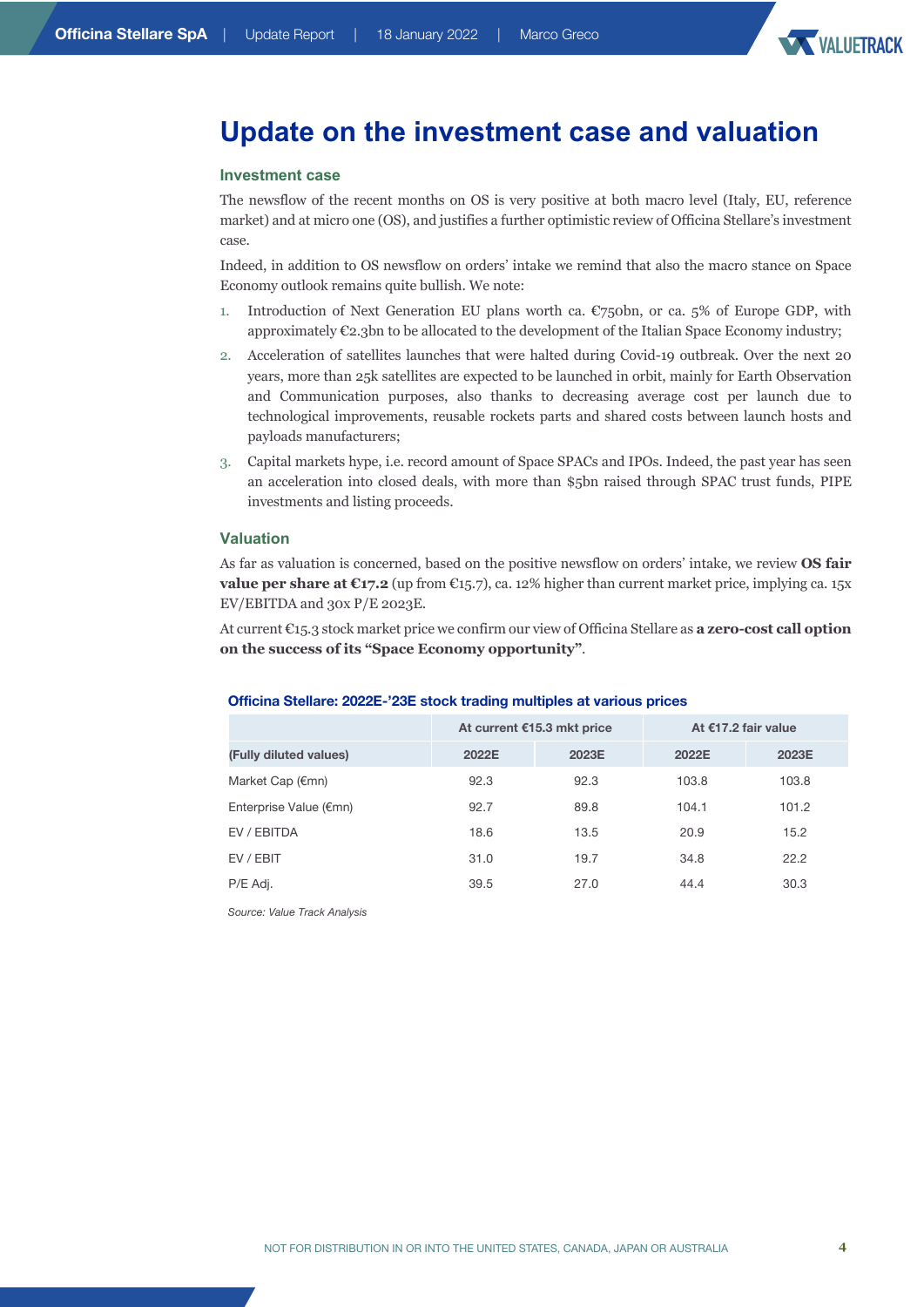# Update on the investment case and valuation

### Investment case

The newsflow of the recent months on OS is very positive at both macro level (Italy, EU, reference market) and at micro one (OS), and justifies a further optimistic review of Officina Stellare's investment case.

Indeed, in addition to OS newsflow on orders' intake we remind that also the macro stance on Space Economy outlook remains quite bullish. We note:

1. Introduction of Next Generation EU plans worth ca. €750bn, or ca. 5% of Europe GDP, with approximately €2.3bn to be allocated to the development of the Italian Space Economy industry;
2. Acceleration of satellites launches that were halted during Covid-19 outbreak. Over the next 20 years, more than 25k satellites are expected to be launched in orbit, mainly for Earth Observation and Communication purposes, also thanks to decreasing average cost per launch due to technological improvements, reusable rockets parts and shared costs between launch hosts and payloads manufacturers;
3. Capital markets hype, i.e. record amount of Space SPACs and IPOs. Indeed, the past year has seen an acceleration into closed deals, with more than $5bn raised through SPAC trust funds, PIPE investments and listing proceeds.

### Valuation

As far as valuation is concerned, based on the positive newsflow on orders' intake, we review **OS fair value per share at €17.2** (up from €15.7), ca. 12% higher than current market price, implying ca. 15x EV/EBITDA and 30x P/E 2023E.

At current €15.3 stock market price we confirm our view of Officina Stellare as **a zero-cost call option on the success of its "Space Economy opportunity"**.

**Officina Stellare: 2022E-'23E stock trading multiples at various prices**

| | At current €15.3 mkt price | | At €17.2 fair value | |
|---|---|---|---|---|
| (Fully diluted values) | 2022E | 2023E | 2022E | 2023E |
| Market Cap (€mn) | 92.3 | 92.3 | 103.8 | 103.8 |
| Enterprise Value (€mn) | 92.7 | 89.8 | 104.1 | 101.2 |
| EV / EBITDA | 18.6 | 13.5 | 20.9 | 15.2 |
| EV / EBIT | 31.0 | 19.7 | 34.8 | 22.2 |
| P/E Adj. | 39.5 | 27.0 | 44.4 | 30.3 |

*Source: Value Track Analysis*

NOT FOR DISTRIBUTION IN OR INTO THE UNITED STATES, CANADA, JAPAN OR AUSTRALIA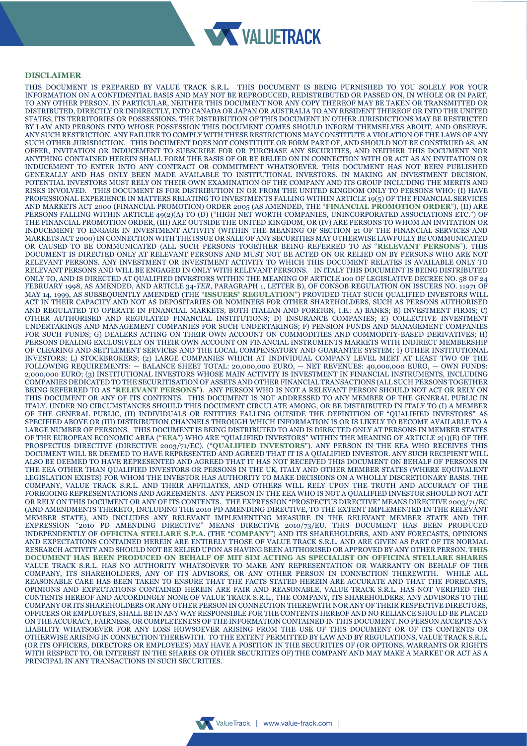## DISCLAIMER

THIS DOCUMENT IS PREPARED BY VALUE TRACK S.R.L. THIS DOCUMENT IS BEING FURNISHED TO YOU SOLELY FOR YOUR INFORMATION ON A CONFIDENTIAL BASIS AND MAY NOT BE REPRODUCED, REDISTRIBUTED OR PASSED ON, IN WHOLE OR IN PART, TO ANY OTHER PERSON. IN PARTICULAR, NEITHER THIS DOCUMENT NOR ANY COPY THEREOF MAY BE TAKEN OR TRANSMITTED OR DISTRIBUTED, DIRECTLY OR INDIRECTLY, INTO CANADA OR JAPAN OR AUSTRALIA TO ANY RESIDENT THEREOF OR INTO THE UNITED STATES, ITS TERRITORIES OR POSSESSIONS. THE DISTRIBUTION OF THIS DOCUMENT IN OTHER JURISDICTIONS MAY BE RESTRICTED BY LAW AND PERSONS INTO WHOSE POSSESSION THIS DOCUMENT COMES SHOULD INFORM THEMSELVES ABOUT, AND OBSERVE, ANY SUCH RESTRICTION. ANY FAILURE TO COMPLY WITH THESE RESTRICTIONS MAY CONSTITUTE A VIOLATION OF THE LAWS OF ANY SUCH OTHER JURISDICTION. THIS DOCUMENT DOES NOT CONSTITUTE OR FORM PART OF, AND SHOULD NOT BE CONSTRUED AS, AN OFFER, INVITATION OR INDUCEMENT TO SUBSCRIBE FOR OR PURCHASE ANY SECURITIES, AND NEITHER THIS DOCUMENT NOR ANYTHING CONTAINED HEREIN SHALL FORM THE BASIS OF OR BE RELIED ON IN CONNECTION WITH OR ACT AS AN INVITATION OR INDUCEMENT TO ENTER INTO ANY CONTRACT OR COMMITMENT WHATSOEVER. THIS DOCUMENT HAS NOT BEEN PUBLISHED GENERALLY AND HAS ONLY BEEN MADE AVAILABLE TO INSTITUTIONAL INVESTORS. IN MAKING AN INVESTMENT DECISION, POTENTIAL INVESTORS MUST RELY ON THEIR OWN EXAMINATION OF THE COMPANY AND ITS GROUP INCLUDING THE MERITS AND RISKS INVOLVED. THIS DOCUMENT IS FOR DISTRIBUTION IN OR FROM THE UNITED KINGDOM ONLY TO PERSONS WHO: (I) HAVE PROFESSIONAL EXPERIENCE IN MATTERS RELATING TO INVESTMENTS FALLING WITHIN ARTICLE 19(5) OF THE FINANCIAL SERVICES AND MARKETS ACT 2000 (FINANCIAL PROMOTION) ORDER 2005 (AS AMENDED, THE "**FINANCIAL PROMOTION ORDER**"), (II) ARE PERSONS FALLING WITHIN ARTICLE 49(2)(A) TO (D) ("HIGH NET WORTH COMPANIES, UNINCORPORATED ASSOCIATIONS ETC.") OF THE FINANCIAL PROMOTION ORDER, (III) ARE OUTSIDE THE UNITED KINGDOM, OR (IV) ARE PERSONS TO WHOM AN INVITATION OR INDUCEMENT TO ENGAGE IN INVESTMENT ACTIVITY (WITHIN THE MEANING OF SECTION 21 OF THE FINANCIAL SERVICES AND MARKETS ACT 2000) IN CONNECTION WITH THE ISSUE OR SALE OF ANY SECURITIES MAY OTHERWISE LAWFULLY BE COMMUNICATED OR CAUSED TO BE COMMUNICATED (ALL SUCH PERSONS TOGETHER BEING REFERRED TO AS "**RELEVANT PERSONS**"). THIS DOCUMENT IS DIRECTED ONLY AT RELEVANT PERSONS AND MUST NOT BE ACTED ON OR RELIED ON BY PERSONS WHO ARE NOT RELEVANT PERSONS. ANY INVESTMENT OR INVESTMENT ACTIVITY TO WHICH THIS DOCUMENT RELATES IS AVAILABLE ONLY TO RELEVANT PERSONS AND WILL BE ENGAGED IN ONLY WITH RELEVANT PERSONS. IN ITALY THIS DOCUMENT IS BEING DISTRIBUTED ONLY TO, AND IS DIRECTED AT QUALIFIED INVESTORS WITHIN THE MEANING OF ARTICLE 100 OF LEGISLATIVE DECREE NO. 58 OF 24 FEBRUARY 1998, AS AMENDED, AND ARTICLE 34-*TER*, PARAGRAPH 1, LETTER B), OF CONSOB REGULATION ON ISSUERS NO. 11971 OF MAY 14, 1999, AS SUBSEQUENTLY AMENDED (THE "**ISSUERS' REGULATION**") PROVIDED THAT SUCH QUALIFIED INVESTORS WILL ACT IN THEIR CAPACITY AND NOT AS DEPOSITARIES OR NOMINEES FOR OTHER SHAREHOLDERS, SUCH AS PERSONS AUTHORISED AND REGULATED TO OPERATE IN FINANCIAL MARKETS, BOTH ITALIAN AND FOREIGN, I.E.: A) BANKS; B) INVESTMENT FIRMS; C) OTHER AUTHORISED AND REGULATED FINANCIAL INSTITUTIONS; D) INSURANCE COMPANIES; E) COLLECTIVE INVESTMENT UNDERTAKINGS AND MANAGEMENT COMPANIES FOR SUCH UNDERTAKINGS; F) PENSION FUNDS AND MANAGEMENT COMPANIES FOR SUCH FUNDS; G) DEALERS ACTING ON THEIR OWN ACCOUNT ON COMMODITIES AND COMMODITY-BASED DERIVATIVES; H) PERSONS DEALING EXCLUSIVELY ON THEIR OWN ACCOUNT ON FINANCIAL INSTRUMENTS MARKETS WITH INDIRECT MEMBERSHIP OF CLEARING AND SETTLEMENT SERVICES AND THE LOCAL COMPENSATORY AND GUARANTEE SYSTEM; I) OTHER INSTITUTIONAL INVESTORS; L) STOCKBROKERS; (2) LARGE COMPANIES WHICH AT INDIVIDUAL COMPANY LEVEL MEET AT LEAST TWO OF THE FOLLOWING REQUIREMENTS: — BALANCE SHEET TOTAL: 20,000,000 EURO, — NET REVENUES: 40,000,000 EURO, — OWN FUNDS: 2,000,000 EURO; (3) INSTITUTIONAL INVESTORS WHOSE MAIN ACTIVITY IS INVESTMENT IN FINANCIAL INSTRUMENTS, INCLUDING COMPANIES DEDICATED TO THE SECURITISATION OF ASSETS AND OTHER FINANCIAL TRANSACTIONS (ALL SUCH PERSONS TOGETHER BEING REFERRED TO AS "**RELEVANT PERSONS**"). ANY PERSON WHO IS NOT A RELEVANT PERSON SHOULD NOT ACT OR RELY ON THIS DOCUMENT OR ANY OF ITS CONTENTS. THIS DOCUMENT IS NOT ADDRESSED TO ANY MEMBER OF THE GENERAL PUBLIC IN ITALY. UNDER NO CIRCUMSTANCES SHOULD THIS DOCUMENT CIRCULATE AMONG, OR BE DISTRIBUTED IN ITALY TO (I) A MEMBER OF THE GENERAL PUBLIC, (II) INDIVIDUALS OR ENTITIES FALLING OUTSIDE THE DEFINITION OF "QUALIFIED INVESTORS" AS SPECIFIED ABOVE OR (III) DISTRIBUTION CHANNELS THROUGH WHICH INFORMATION IS OR IS LIKELY TO BECOME AVAILABLE TO A LARGE NUMBER OF PERSONS. THIS DOCUMENT IS BEING DISTRIBUTED TO AND IS DIRECTED ONLY AT PERSONS IN MEMBER STATES OF THE EUROPEAN ECONOMIC AREA ("**EEA**") WHO ARE "QUALIFIED INVESTORS" WITHIN THE MEANING OF ARTICLE 2(1)(E) OF THE PROSPECTUS DIRECTIVE (DIRECTIVE 2003/71/EC), ("**QUALIFIED INVESTORS**"). ANY PERSON IN THE EEA WHO RECEIVES THIS DOCUMENT WILL BE DEEMED TO HAVE REPRESENTED AND AGREED THAT IT IS A QUALIFIED INVESTOR. ANY SUCH RECIPIENT WILL ALSO BE DEEMED TO HAVE REPRESENTED AND AGREED THAT IT HAS NOT RECEIVED THIS DOCUMENT ON BEHALF OF PERSONS IN THE EEA OTHER THAN QUALIFIED INVESTORS OR PERSONS IN THE UK, ITALY AND OTHER MEMBER STATES (WHERE EQUIVALENT LEGISLATION EXISTS) FOR WHOM THE INVESTOR HAS AUTHORITY TO MAKE DECISIONS ON A WHOLLY DISCRETIONARY BASIS. THE COMPANY, VALUE TRACK S.R.L. AND THEIR AFFILIATES, AND OTHERS WILL RELY UPON THE TRUTH AND ACCURACY OF THE FOREGOING REPRESENTATIONS AND AGREEMENTS. ANY PERSON IN THE EEA WHO IS NOT A QUALIFIED INVESTOR SHOULD NOT ACT OR RELY ON THIS DOCUMENT OR ANY OF ITS CONTENTS. THE EXPRESSION "PROSPECTUS DIRECTIVE" MEANS DIRECTIVE 2003/71/EC (AND AMENDMENTS THERETO, INCLUDING THE 2010 PD AMENDING DIRECTIVE, TO THE EXTENT IMPLEMENTED IN THE RELEVANT MEMBER STATE), AND INCLUDES ANY RELEVANT IMPLEMENTING MEASURE IN THE RELEVANT MEMBER STATE AND THE EXPRESSION "2010 PD AMENDING DIRECTIVE" MEANS DIRECTIVE 2010/73/EU. THIS DOCUMENT HAS BEEN PRODUCED INDEPENDENTLY OF **OFFICINA STELLARE S.P.A.** (THE "**COMPANY**") AND ITS SHAREHOLDERS, AND ANY FORECASTS, OPINIONS AND EXPECTATIONS CONTAINED HEREIN ARE ENTIRELY THOSE OF VALUE TRACK S.R.L. AND ARE GIVEN AS PART OF ITS NORMAL RESEARCH ACTIVITY AND SHOULD NOT BE RELIED UPON AS HAVING BEEN AUTHORISED OR APPROVED BY ANY OTHER PERSON. **THIS DOCUMENT HAS BEEN PRODUCED ON BEHALF OF MIT SIM ACTING AS SPECIALIST ON OFFICINA STELLARE SHARES** VALUE TRACK S.R.L. HAS NO AUTHORITY WHATSOEVER TO MAKE ANY REPRESENTATION OR WARRANTY ON BEHALF OF THE COMPANY, ITS SHAREHOLDERS, ANY OF ITS ADVISORS, OR ANY OTHER PERSON IN CONNECTION THEREWITH. WHILE ALL REASONABLE CARE HAS BEEN TAKEN TO ENSURE THAT THE FACTS STATED HEREIN ARE ACCURATE AND THAT THE FORECASTS, OPINIONS AND EXPECTATIONS CONTAINED HEREIN ARE FAIR AND REASONABLE, VALUE TRACK S.R.L. HAS NOT VERIFIED THE CONTENTS HEREOF AND ACCORDINGLY NONE OF VALUE TRACK S.R.L., THE COMPANY, ITS SHAREHOLDERS, ANY ADVISORS TO THE COMPANY OR ITS SHAREHOLDERS OR ANY OTHER PERSON IN CONNECTION THEREWITH NOR ANY OF THEIR RESPECTIVE DIRECTORS, OFFICERS OR EMPLOYEES, SHALL BE IN ANY WAY RESPONSIBLE FOR THE CONTENTS HEREOF AND NO RELIANCE SHOULD BE PLACED ON THE ACCURACY, FAIRNESS, OR COMPLETENESS OF THE INFORMATION CONTAINED IN THIS DOCUMENT. NO PERSON ACCEPTS ANY LIABILITY WHATSOEVER FOR ANY LOSS HOWSOEVER ARISING FROM THE USE OF THIS DOCUMENT OR OF ITS CONTENTS OR OTHERWISE ARISING IN CONNECTION THEREWITH. TO THE EXTENT PERMITTED BY LAW AND BY REGULATIONS, VALUE TRACK S.R.L. (OR ITS OFFICERS, DIRECTORS OR EMPLOYEES) MAY HAVE A POSITION IN THE SECURITIES OF (OR OPTIONS, WARRANTS OR RIGHTS WITH RESPECT TO, OR INTEREST IN THE SHARES OR OTHER SECURITIES OF) THE COMPANY AND MAY MAKE A MARKET OR ACT AS A PRINCIPAL IN ANY TRANSACTIONS IN SUCH SECURITIES.